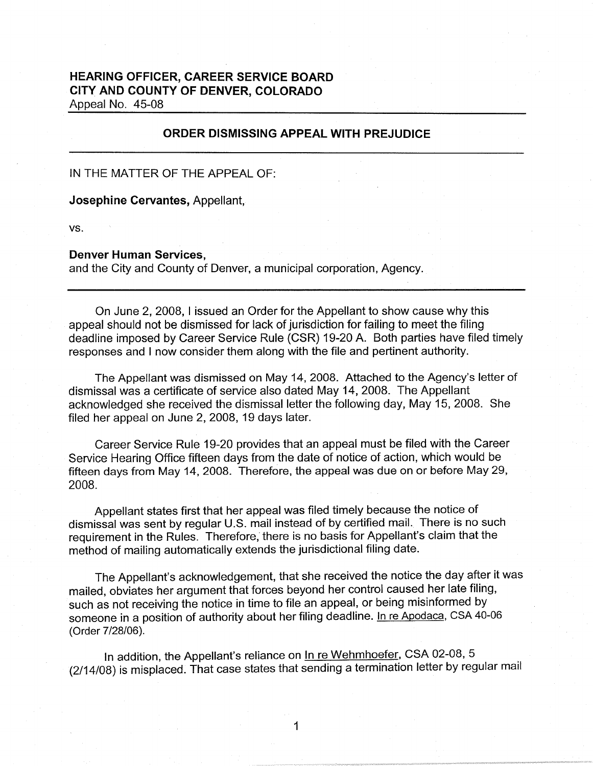**HEARING OFFICER, CAREER SERVICE BOARD**
**CITY AND COUNTY OF DENVER, COLORADO**
Appeal No. 45-08

## ORDER DISMISSING APPEAL WITH PREJUDICE

IN THE MATTER OF THE APPEAL OF:

**Josephine Cervantes,** Appellant,

vs.

**Denver Human Services,**
and the City and County of Denver, a municipal corporation, Agency.

On June 2, 2008, I issued an Order for the Appellant to show cause why this appeal should not be dismissed for lack of jurisdiction for failing to meet the filing deadline imposed by Career Service Rule (CSR) 19-20 A. Both parties have filed timely responses and I now consider them along with the file and pertinent authority.

The Appellant was dismissed on May 14, 2008. Attached to the Agency's letter of dismissal was a certificate of service also dated May 14, 2008. The Appellant acknowledged she received the dismissal letter the following day, May 15, 2008. She filed her appeal on June 2, 2008, 19 days later.

Career Service Rule 19-20 provides that an appeal must be filed with the Career Service Hearing Office fifteen days from the date of notice of action, which would be fifteen days from May 14, 2008. Therefore, the appeal was due on or before May 29, 2008.

Appellant states first that her appeal was filed timely because the notice of dismissal was sent by regular U.S. mail instead of by certified mail. There is no such requirement in the Rules. Therefore, there is no basis for Appellant's claim that the method of mailing automatically extends the jurisdictional filing date.

The Appellant's acknowledgement, that she received the notice the day after it was mailed, obviates her argument that forces beyond her control caused her late filing, such as not receiving the notice in time to file an appeal, or being misinformed by someone in a position of authority about her filing deadline. In re Apodaca, CSA 40-06 (Order 7/28/06).

In addition, the Appellant's reliance on In re Wehmhoefer, CSA 02-08, 5 (2/14/08) is misplaced. That case states that sending a termination letter by regular mail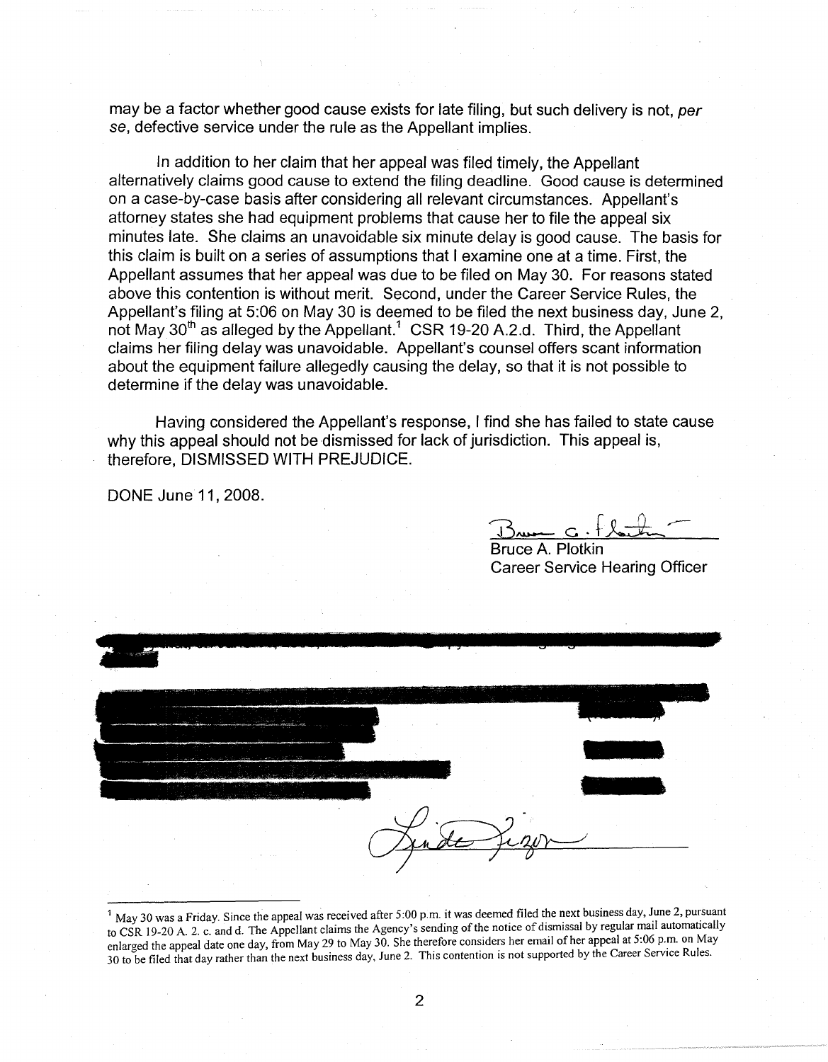may be a factor whether good cause exists for late filing, but such delivery is not, *per se*, defective service under the rule as the Appellant implies.

In addition to her claim that her appeal was filed timely, the Appellant alternatively claims good cause to extend the filing deadline. Good cause is determined on a case-by-case basis after considering all relevant circumstances. Appellant's attorney states she had equipment problems that cause her to file the appeal six minutes late. She claims an unavoidable six minute delay is good cause. The basis for this claim is built on a series of assumptions that I examine one at a time. First, the Appellant assumes that her appeal was due to be filed on May 30. For reasons stated above this contention is without merit. Second, under the Career Service Rules, the Appellant's filing at 5:06 on May 30 is deemed to be filed the next business day, June 2, not May 30th as alleged by the Appellant.[1] CSR 19-20 A.2.d. Third, the Appellant claims her filing delay was unavoidable. Appellant's counsel offers scant information about the equipment failure allegedly causing the delay, so that it is not possible to determine if the delay was unavoidable.

Having considered the Appellant's response, I find she has failed to state cause why this appeal should not be dismissed for lack of jurisdiction. This appeal is, therefore, DISMISSED WITH PREJUDICE.

DONE June 11, 2008.

Bruce A. Plotkin
Career Service Hearing Officer

---

[1] May 30 was a Friday. Since the appeal was received after 5:00 p.m. it was deemed filed the next business day, June 2, pursuant to CSR 19-20 A. 2. c. and d. The Appellant claims the Agency's sending of the notice of dismissal by regular mail automatically enlarged the appeal date one day, from May 29 to May 30. She therefore considers her email of her appeal at 5:06 p.m. on May 30 to be filed that day rather than the next business day, June 2. This contention is not supported by the Career Service Rules.